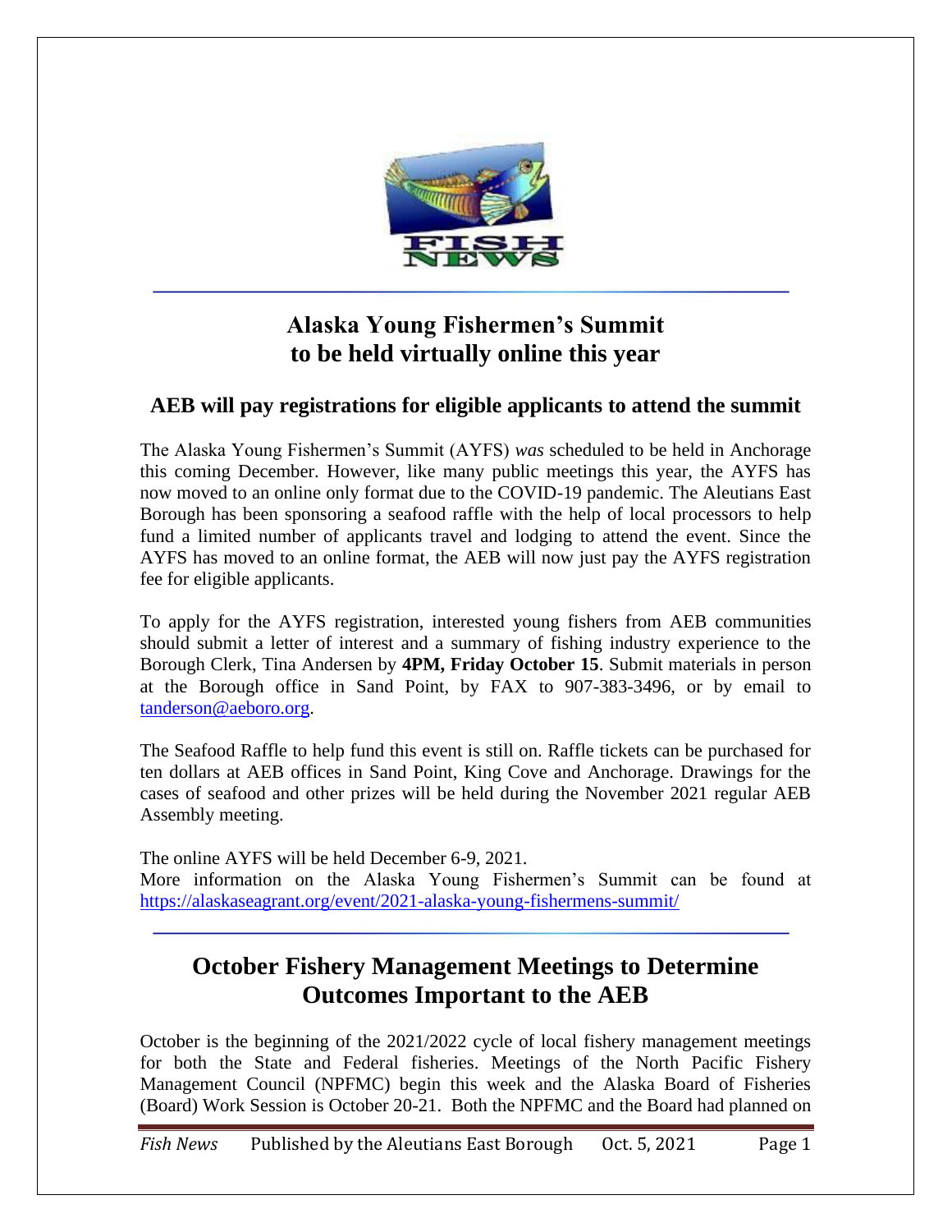## Alaska Young Fishermen's Summit to be held virtually online this year

### AEB will pay registrations for eligible applicants to attend the summit

The Alaska Young Fishermen's Summit (AYFS) *was* scheduled to be held in Anchorage this coming December. However, like many public meetings this year, the AYFS has now moved to an online only format due to the COVID-19 pandemic. The Aleutians East Borough has been sponsoring a seafood raffle with the help of local processors to help fund a limited number of applicants travel and lodging to attend the event. Since the AYFS has moved to an online format, the AEB will now just pay the AYFS registration fee for eligible applicants.

To apply for the AYFS registration, interested young fishers from AEB communities should submit a letter of interest and a summary of fishing industry experience to the Borough Clerk, Tina Andersen by **4PM, Friday October 15**. Submit materials in person at the Borough office in Sand Point, by FAX to 907-383-3496, or by email to tanderson@aeboro.org.

The Seafood Raffle to help fund this event is still on. Raffle tickets can be purchased for ten dollars at AEB offices in Sand Point, King Cove and Anchorage. Drawings for the cases of seafood and other prizes will be held during the November 2021 regular AEB Assembly meeting.

The online AYFS will be held December 6-9, 2021.
More information on the Alaska Young Fishermen's Summit can be found at https://alaskaseagrant.org/event/2021-alaska-young-fishermens-summit/

## October Fishery Management Meetings to Determine Outcomes Important to the AEB

October is the beginning of the 2021/2022 cycle of local fishery management meetings for both the State and Federal fisheries. Meetings of the North Pacific Fishery Management Council (NPFMC) begin this week and the Alaska Board of Fisheries (Board) Work Session is October 20-21. Both the NPFMC and the Board had planned on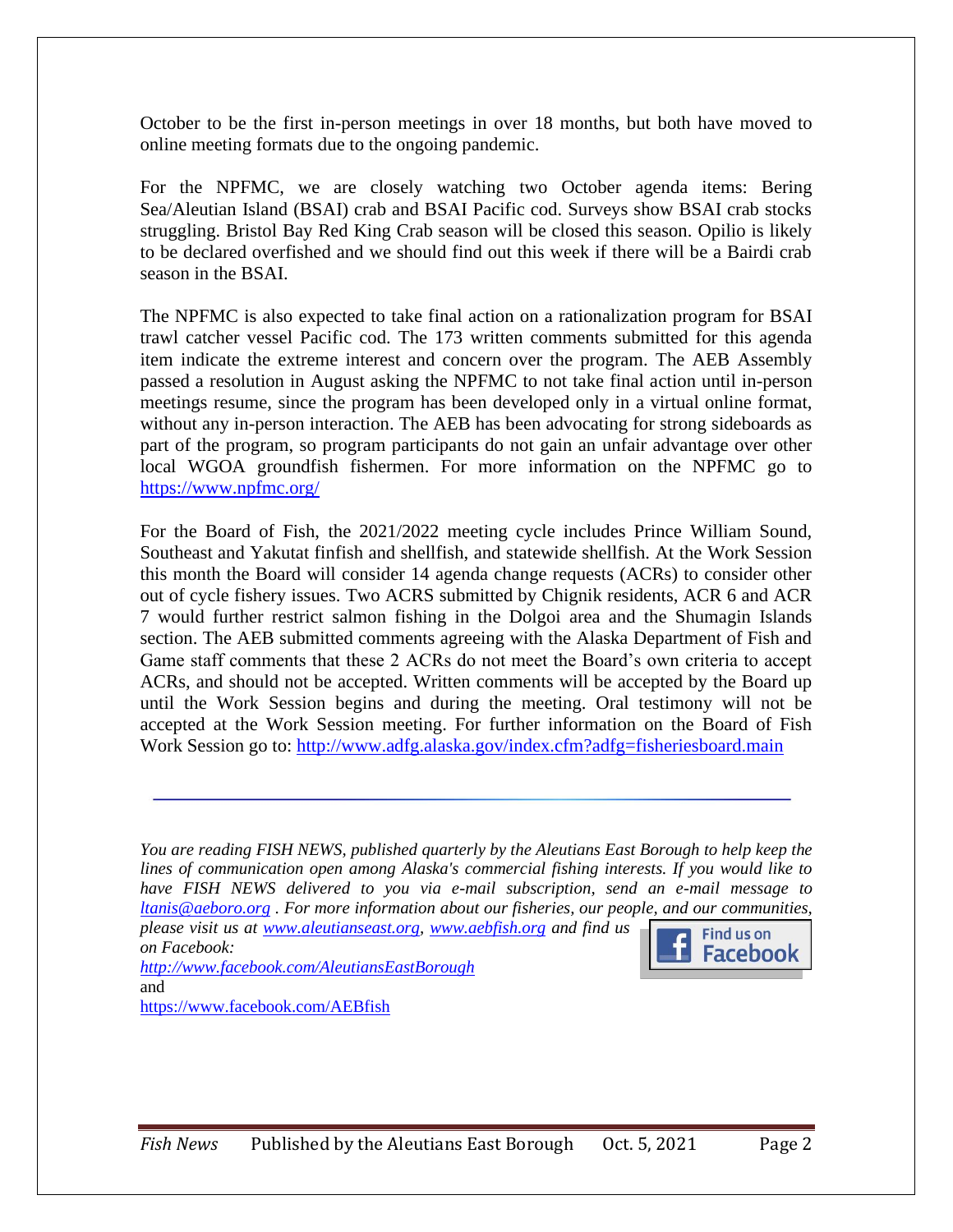October to be the first in-person meetings in over 18 months, but both have moved to online meeting formats due to the ongoing pandemic.

For the NPFMC, we are closely watching two October agenda items: Bering Sea/Aleutian Island (BSAI) crab and BSAI Pacific cod. Surveys show BSAI crab stocks struggling. Bristol Bay Red King Crab season will be closed this season. Opilio is likely to be declared overfished and we should find out this week if there will be a Bairdi crab season in the BSAI.

The NPFMC is also expected to take final action on a rationalization program for BSAI trawl catcher vessel Pacific cod. The 173 written comments submitted for this agenda item indicate the extreme interest and concern over the program. The AEB Assembly passed a resolution in August asking the NPFMC to not take final action until in-person meetings resume, since the program has been developed only in a virtual online format, without any in-person interaction. The AEB has been advocating for strong sideboards as part of the program, so program participants do not gain an unfair advantage over other local WGOA groundfish fishermen. For more information on the NPFMC go to https://www.npfmc.org/

For the Board of Fish, the 2021/2022 meeting cycle includes Prince William Sound, Southeast and Yakutat finfish and shellfish, and statewide shellfish. At the Work Session this month the Board will consider 14 agenda change requests (ACRs) to consider other out of cycle fishery issues. Two ACRS submitted by Chignik residents, ACR 6 and ACR 7 would further restrict salmon fishing in the Dolgoi area and the Shumagin Islands section. The AEB submitted comments agreeing with the Alaska Department of Fish and Game staff comments that these 2 ACRs do not meet the Board's own criteria to accept ACRs, and should not be accepted. Written comments will be accepted by the Board up until the Work Session begins and during the meeting. Oral testimony will not be accepted at the Work Session meeting. For further information on the Board of Fish Work Session go to: http://www.adfg.alaska.gov/index.cfm?adfg=fisheriesboard.main

---

*You are reading FISH NEWS, published quarterly by the Aleutians East Borough to help keep the lines of communication open among Alaska's commercial fishing interests. If you would like to have FISH NEWS delivered to you via e-mail subscription, send an e-mail message to ltanis@aeboro.org . For more information about our fisheries, our people, and our communities, please visit us at www.aleutianseast.org, www.aebfish.org and find us on Facebook:*

*http://www.facebook.com/AleutiansEastBorough*

and

https://www.facebook.com/AEBfish

Find us on Facebook